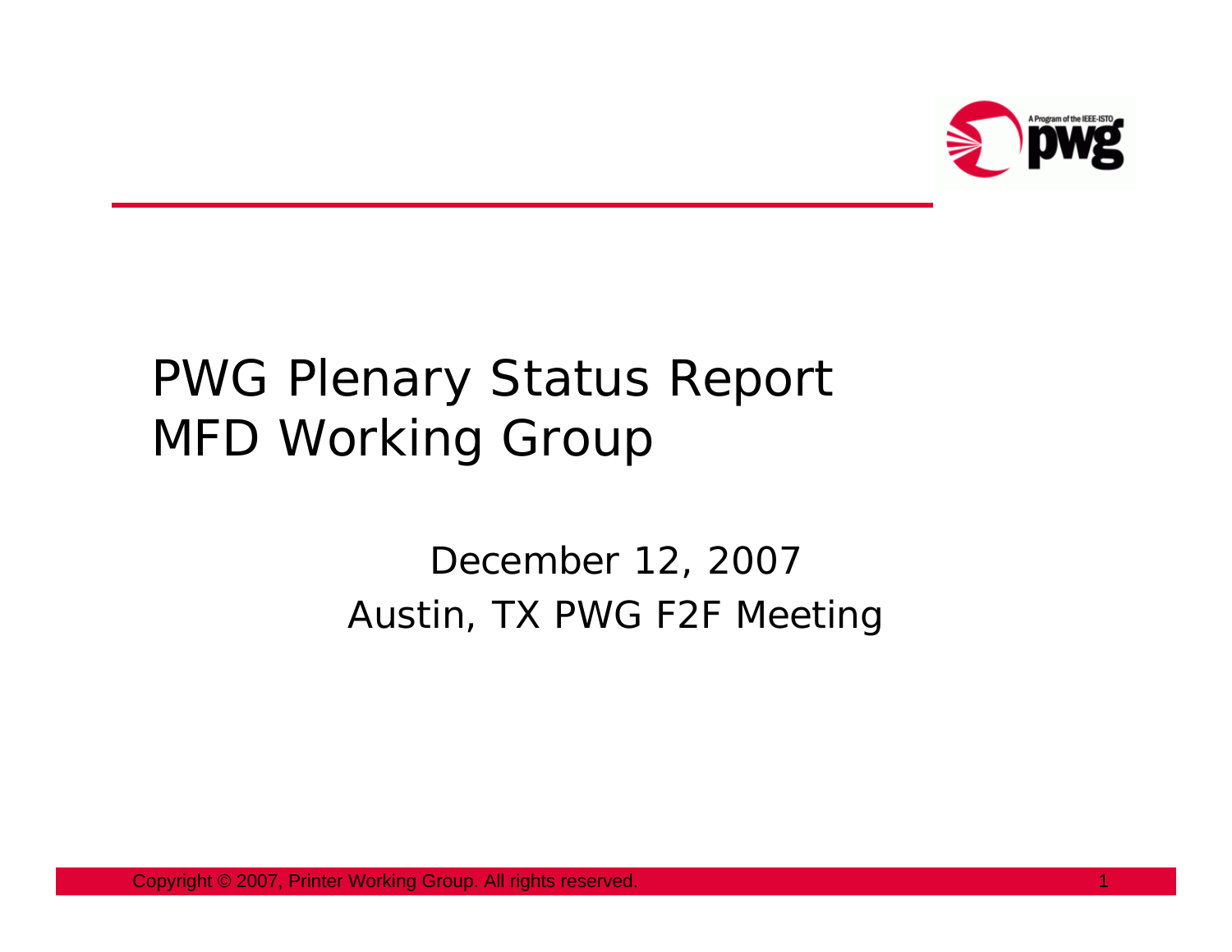# PWG Plenary Status Report
# MFD Working Group

December 12, 2007

Austin, TX PWG F2F Meeting

Copyright © 2007, Printer Working Group. All rights reserved.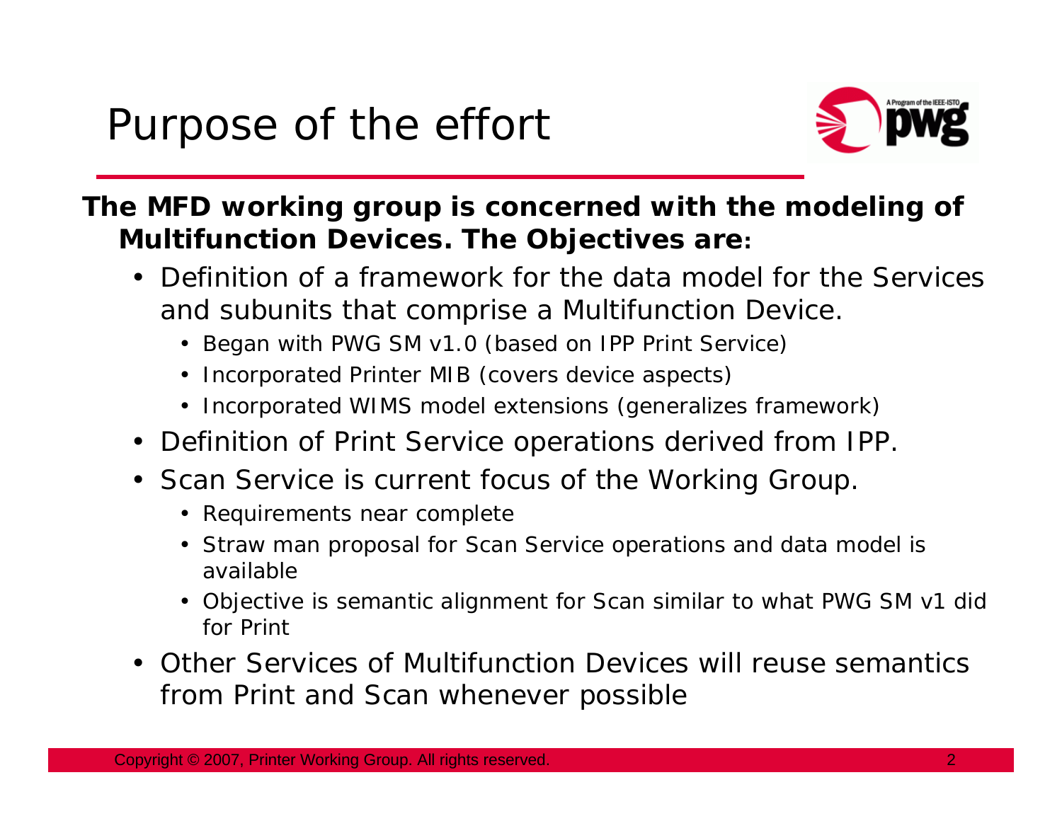# Purpose of the effort

**The MFD working group is concerned with the modeling of Multifunction Devices. The Objectives are:**

- Definition of a framework for the data model for the Services and subunits that comprise a Multifunction Device.
  - Began with PWG SM v1.0 (based on IPP Print Service)
  - Incorporated Printer MIB (covers device aspects)
  - Incorporated WIMS model extensions (generalizes framework)
- Definition of Print Service operations derived from IPP.
- Scan Service is current focus of the Working Group.
  - Requirements near complete
  - Straw man proposal for Scan Service operations and data model is available
  - Objective is semantic alignment for Scan similar to what PWG SM v1 did for Print
- Other Services of Multifunction Devices will reuse semantics from Print and Scan whenever possible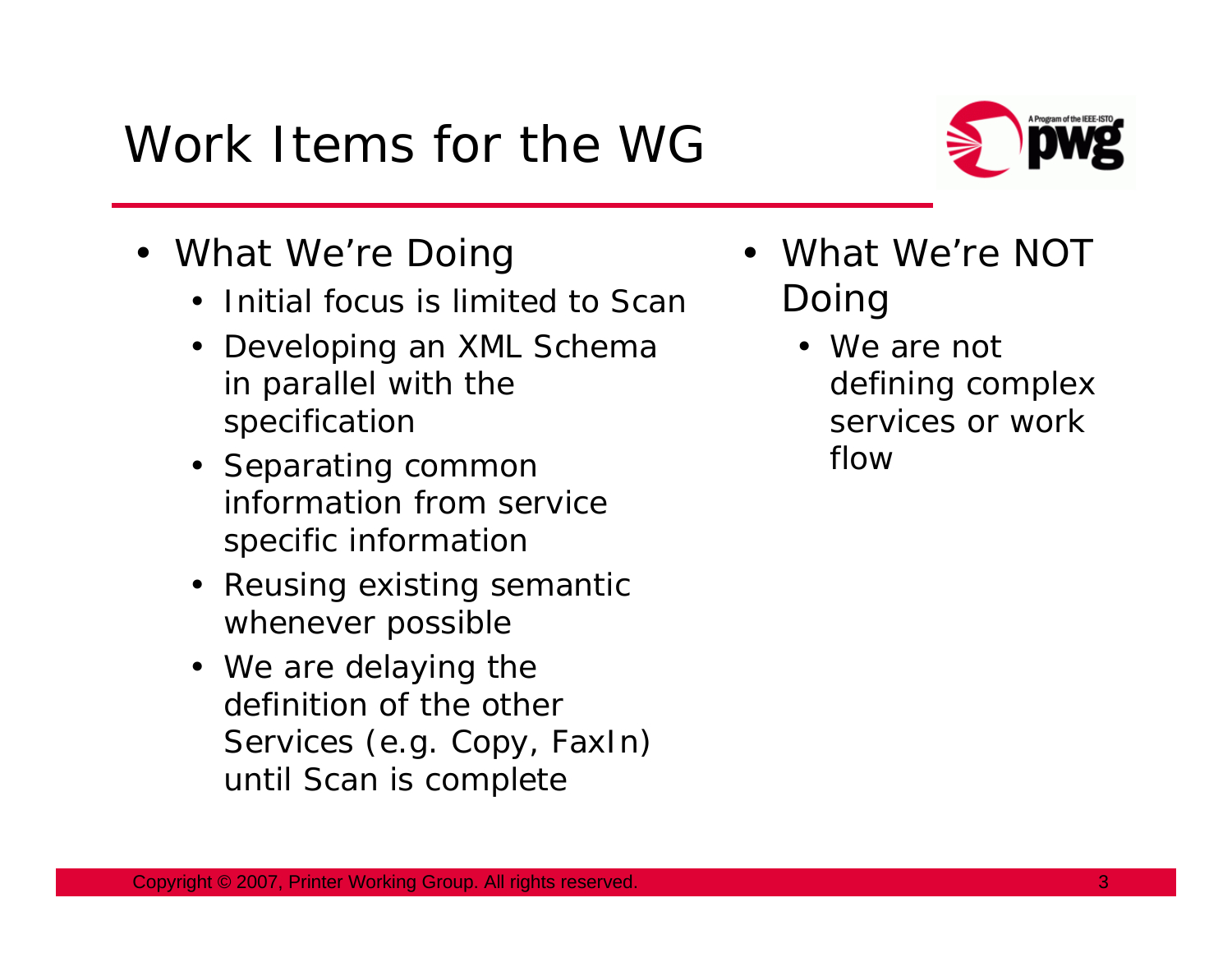# Work Items for the WG

- What We're Doing
  - Initial focus is limited to Scan
  - Developing an XML Schema in parallel with the specification
  - Separating common information from service specific information
  - Reusing existing semantic whenever possible
  - We are delaying the definition of the other Services (e.g. Copy, FaxIn) until Scan is complete
- What We're NOT Doing
  - We are not defining complex services or work flow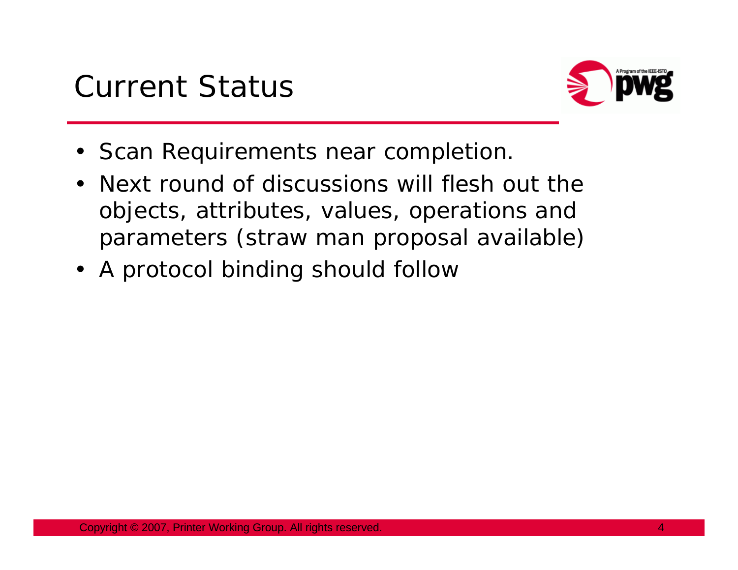# Current Status

- Scan Requirements near completion.
- Next round of discussions will flesh out the objects, attributes, values, operations and parameters (straw man proposal available)
- A protocol binding should follow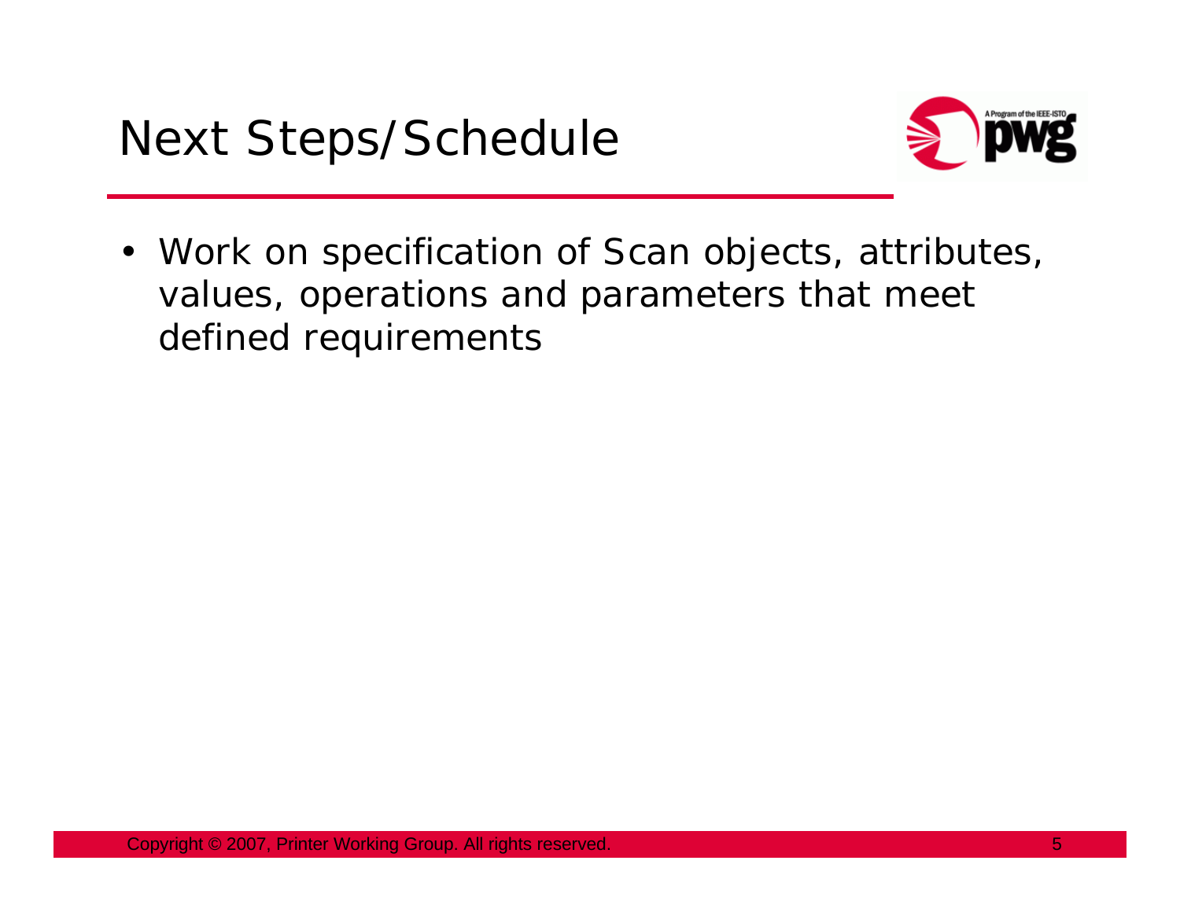# Next Steps/Schedule

- Work on specification of Scan objects, attributes, values, operations and parameters that meet defined requirements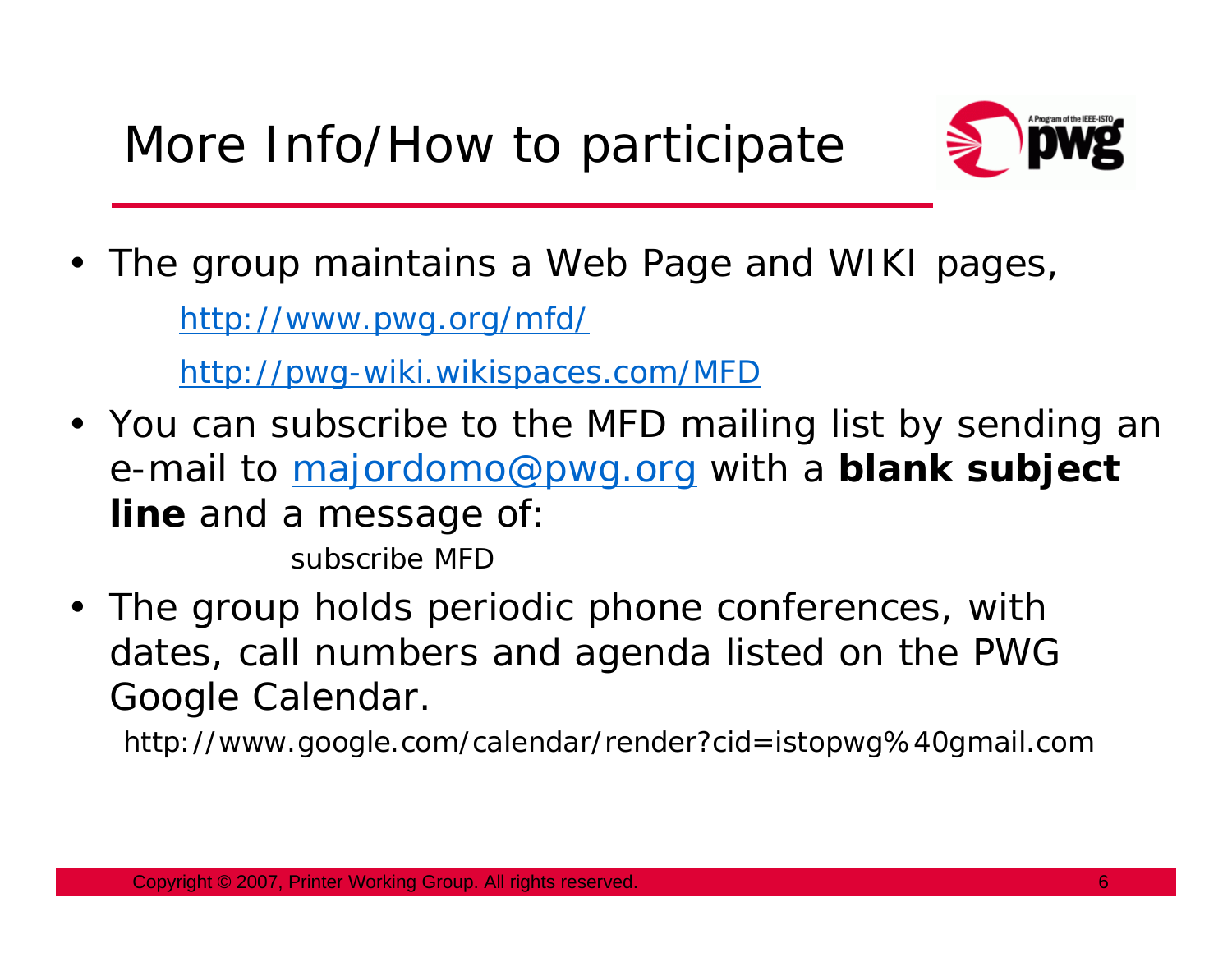# More Info/How to participate

- The group maintains a Web Page and WIKI pages,

  http://www.pwg.org/mfd/

  http://pwg-wiki.wikispaces.com/MFD

- You can subscribe to the MFD mailing list by sending an e-mail to majordomo@pwg.org with a **blank subject line** and a message of:

  subscribe MFD

- The group holds periodic phone conferences, with dates, call numbers and agenda listed on the PWG Google Calendar.

  http://www.google.com/calendar/render?cid=istopwg%40gmail.com

Copyright © 2007, Printer Working Group. All rights reserved.